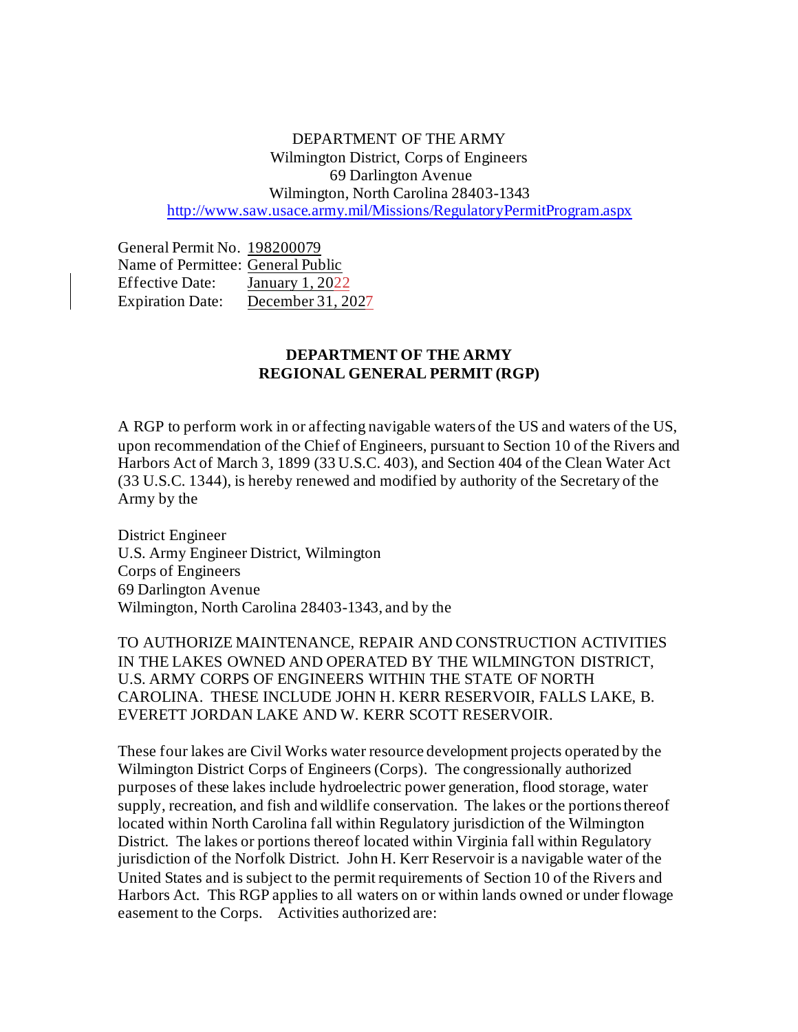DEPARTMENT OF THE ARMY
Wilmington District, Corps of Engineers
69 Darlington Avenue
Wilmington, North Carolina 28403-1343
http://www.saw.usace.army.mil/Missions/RegulatoryPermitProgram.aspx

General Permit No. 198200079
Name of Permittee: General Public
Effective Date: January 1, 2022
Expiration Date: December 31, 2027

**DEPARTMENT OF THE ARMY**
**REGIONAL GENERAL PERMIT (RGP)**

A RGP to perform work in or affecting navigable waters of the US and waters of the US, upon recommendation of the Chief of Engineers, pursuant to Section 10 of the Rivers and Harbors Act of March 3, 1899 (33 U.S.C. 403), and Section 404 of the Clean Water Act (33 U.S.C. 1344), is hereby renewed and modified by authority of the Secretary of the Army by the

District Engineer
U.S. Army Engineer District, Wilmington
Corps of Engineers
69 Darlington Avenue
Wilmington, North Carolina 28403-1343, and by the

TO AUTHORIZE MAINTENANCE, REPAIR AND CONSTRUCTION ACTIVITIES IN THE LAKES OWNED AND OPERATED BY THE WILMINGTON DISTRICT, U.S. ARMY CORPS OF ENGINEERS WITHIN THE STATE OF NORTH CAROLINA. THESE INCLUDE JOHN H. KERR RESERVOIR, FALLS LAKE, B. EVERETT JORDAN LAKE AND W. KERR SCOTT RESERVOIR.

These four lakes are Civil Works water resource development projects operated by the Wilmington District Corps of Engineers (Corps). The congressionally authorized purposes of these lakes include hydroelectric power generation, flood storage, water supply, recreation, and fish and wildlife conservation. The lakes or the portions thereof located within North Carolina fall within Regulatory jurisdiction of the Wilmington District. The lakes or portions thereof located within Virginia fall within Regulatory jurisdiction of the Norfolk District. John H. Kerr Reservoir is a navigable water of the United States and is subject to the permit requirements of Section 10 of the Rivers and Harbors Act. This RGP applies to all waters on or within lands owned or under flowage easement to the Corps. Activities authorized are: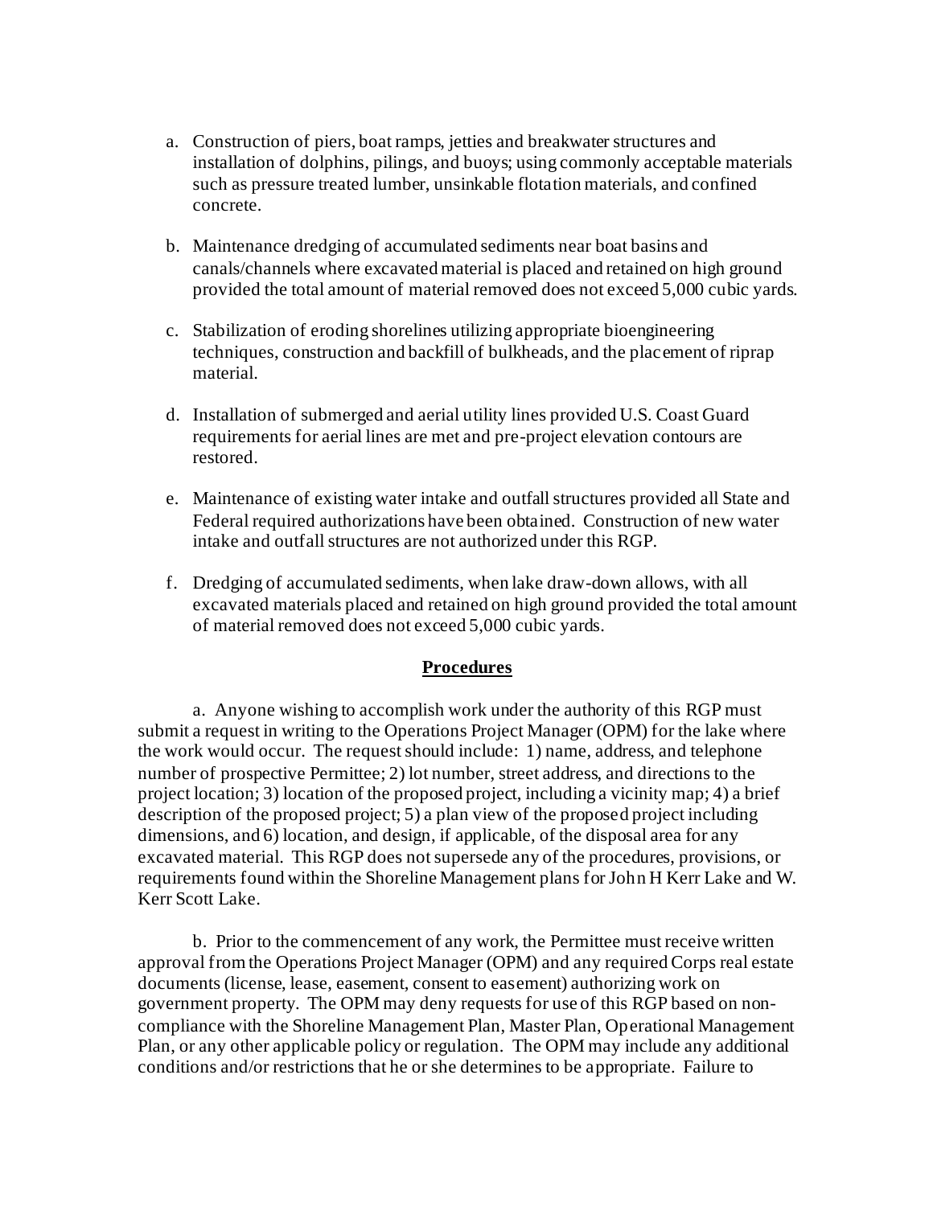a. Construction of piers, boat ramps, jetties and breakwater structures and installation of dolphins, pilings, and buoys; using commonly acceptable materials such as pressure treated lumber, unsinkable flotation materials, and confined concrete.

b. Maintenance dredging of accumulated sediments near boat basins and canals/channels where excavated material is placed and retained on high ground provided the total amount of material removed does not exceed 5,000 cubic yards.

c. Stabilization of eroding shorelines utilizing appropriate bioengineering techniques, construction and backfill of bulkheads, and the placement of riprap material.

d. Installation of submerged and aerial utility lines provided U.S. Coast Guard requirements for aerial lines are met and pre-project elevation contours are restored.

e. Maintenance of existing water intake and outfall structures provided all State and Federal required authorizations have been obtained. Construction of new water intake and outfall structures are not authorized under this RGP.

f. Dredging of accumulated sediments, when lake draw-down allows, with all excavated materials placed and retained on high ground provided the total amount of material removed does not exceed 5,000 cubic yards.

## Procedures

a. Anyone wishing to accomplish work under the authority of this RGP must submit a request in writing to the Operations Project Manager (OPM) for the lake where the work would occur. The request should include: 1) name, address, and telephone number of prospective Permittee; 2) lot number, street address, and directions to the project location; 3) location of the proposed project, including a vicinity map; 4) a brief description of the proposed project; 5) a plan view of the proposed project including dimensions, and 6) location, and design, if applicable, of the disposal area for any excavated material. This RGP does not supersede any of the procedures, provisions, or requirements found within the Shoreline Management plans for John H Kerr Lake and W. Kerr Scott Lake.

b. Prior to the commencement of any work, the Permittee must receive written approval from the Operations Project Manager (OPM) and any required Corps real estate documents (license, lease, easement, consent to easement) authorizing work on government property. The OPM may deny requests for use of this RGP based on non-compliance with the Shoreline Management Plan, Master Plan, Operational Management Plan, or any other applicable policy or regulation. The OPM may include any additional conditions and/or restrictions that he or she determines to be appropriate. Failure to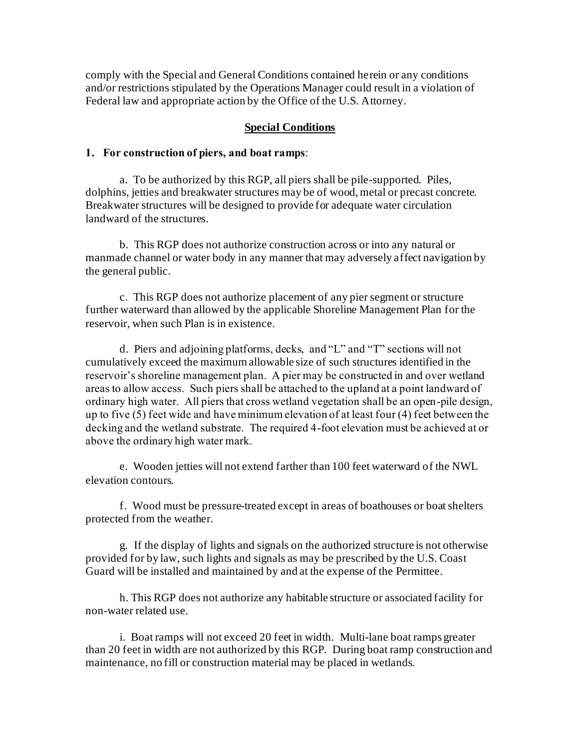comply with the Special and General Conditions contained herein or any conditions and/or restrictions stipulated by the Operations Manager could result in a violation of Federal law and appropriate action by the Office of the U.S. Attorney.

## Special Conditions

**1. For construction of piers, and boat ramps**:

a. To be authorized by this RGP, all piers shall be pile-supported. Piles, dolphins, jetties and breakwater structures may be of wood, metal or precast concrete. Breakwater structures will be designed to provide for adequate water circulation landward of the structures.

b. This RGP does not authorize construction across or into any natural or manmade channel or water body in any manner that may adversely affect navigation by the general public.

c. This RGP does not authorize placement of any pier segment or structure further waterward than allowed by the applicable Shoreline Management Plan for the reservoir, when such Plan is in existence.

d. Piers and adjoining platforms, decks, and "L" and "T" sections will not cumulatively exceed the maximum allowable size of such structures identified in the reservoir's shoreline management plan. A pier may be constructed in and over wetland areas to allow access. Such piers shall be attached to the upland at a point landward of ordinary high water. All piers that cross wetland vegetation shall be an open-pile design, up to five (5) feet wide and have minimum elevation of at least four (4) feet between the decking and the wetland substrate. The required 4-foot elevation must be achieved at or above the ordinary high water mark.

e. Wooden jetties will not extend farther than 100 feet waterward of the NWL elevation contours.

f. Wood must be pressure-treated except in areas of boathouses or boat shelters protected from the weather.

g. If the display of lights and signals on the authorized structure is not otherwise provided for by law, such lights and signals as may be prescribed by the U.S. Coast Guard will be installed and maintained by and at the expense of the Permittee.

h. This RGP does not authorize any habitable structure or associated facility for non-water related use.

i. Boat ramps will not exceed 20 feet in width. Multi-lane boat ramps greater than 20 feet in width are not authorized by this RGP. During boat ramp construction and maintenance, no fill or construction material may be placed in wetlands.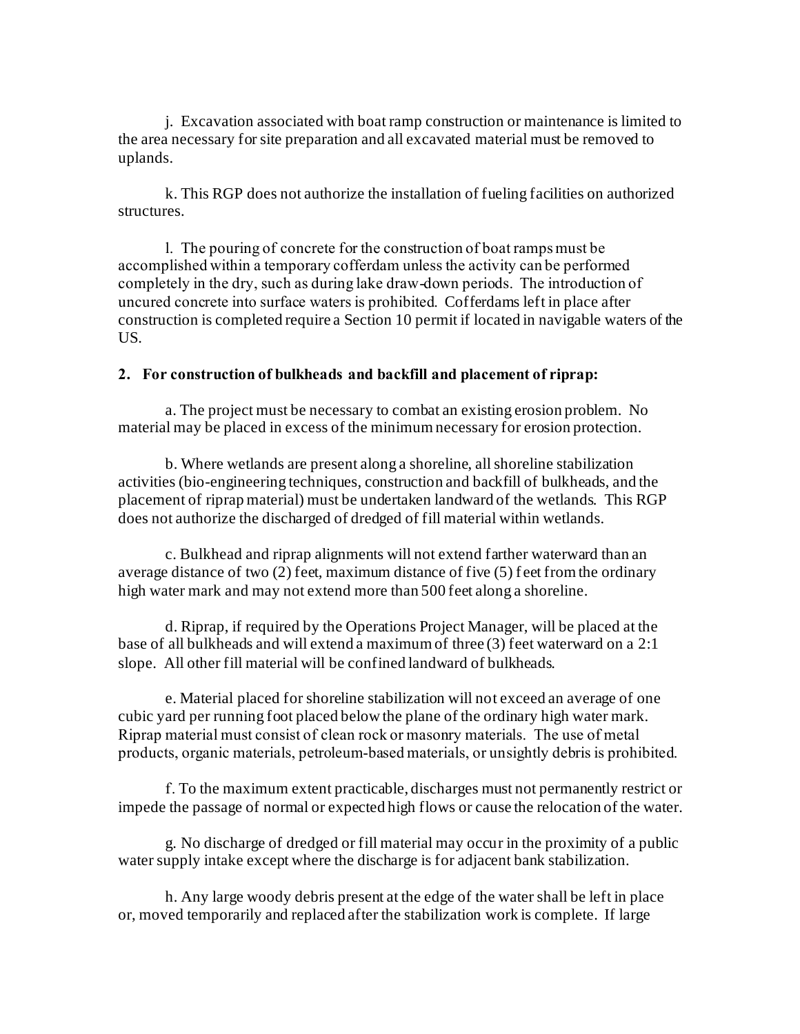j. Excavation associated with boat ramp construction or maintenance is limited to the area necessary for site preparation and all excavated material must be removed to uplands.

k. This RGP does not authorize the installation of fueling facilities on authorized structures.

l. The pouring of concrete for the construction of boat ramps must be accomplished within a temporary cofferdam unless the activity can be performed completely in the dry, such as during lake draw-down periods. The introduction of uncured concrete into surface waters is prohibited. Cofferdams left in place after construction is completed require a Section 10 permit if located in navigable waters of the US.

**2. For construction of bulkheads and backfill and placement of riprap:**

a. The project must be necessary to combat an existing erosion problem. No material may be placed in excess of the minimum necessary for erosion protection.

b. Where wetlands are present along a shoreline, all shoreline stabilization activities (bio-engineering techniques, construction and backfill of bulkheads, and the placement of riprap material) must be undertaken landward of the wetlands. This RGP does not authorize the discharged of dredged of fill material within wetlands.

c. Bulkhead and riprap alignments will not extend farther waterward than an average distance of two (2) feet, maximum distance of five (5) feet from the ordinary high water mark and may not extend more than 500 feet along a shoreline.

d. Riprap, if required by the Operations Project Manager, will be placed at the base of all bulkheads and will extend a maximum of three (3) feet waterward on a 2:1 slope. All other fill material will be confined landward of bulkheads.

e. Material placed for shoreline stabilization will not exceed an average of one cubic yard per running foot placed below the plane of the ordinary high water mark. Riprap material must consist of clean rock or masonry materials. The use of metal products, organic materials, petroleum-based materials, or unsightly debris is prohibited.

f. To the maximum extent practicable, discharges must not permanently restrict or impede the passage of normal or expected high flows or cause the relocation of the water.

g. No discharge of dredged or fill material may occur in the proximity of a public water supply intake except where the discharge is for adjacent bank stabilization.

h. Any large woody debris present at the edge of the water shall be left in place or, moved temporarily and replaced after the stabilization work is complete. If large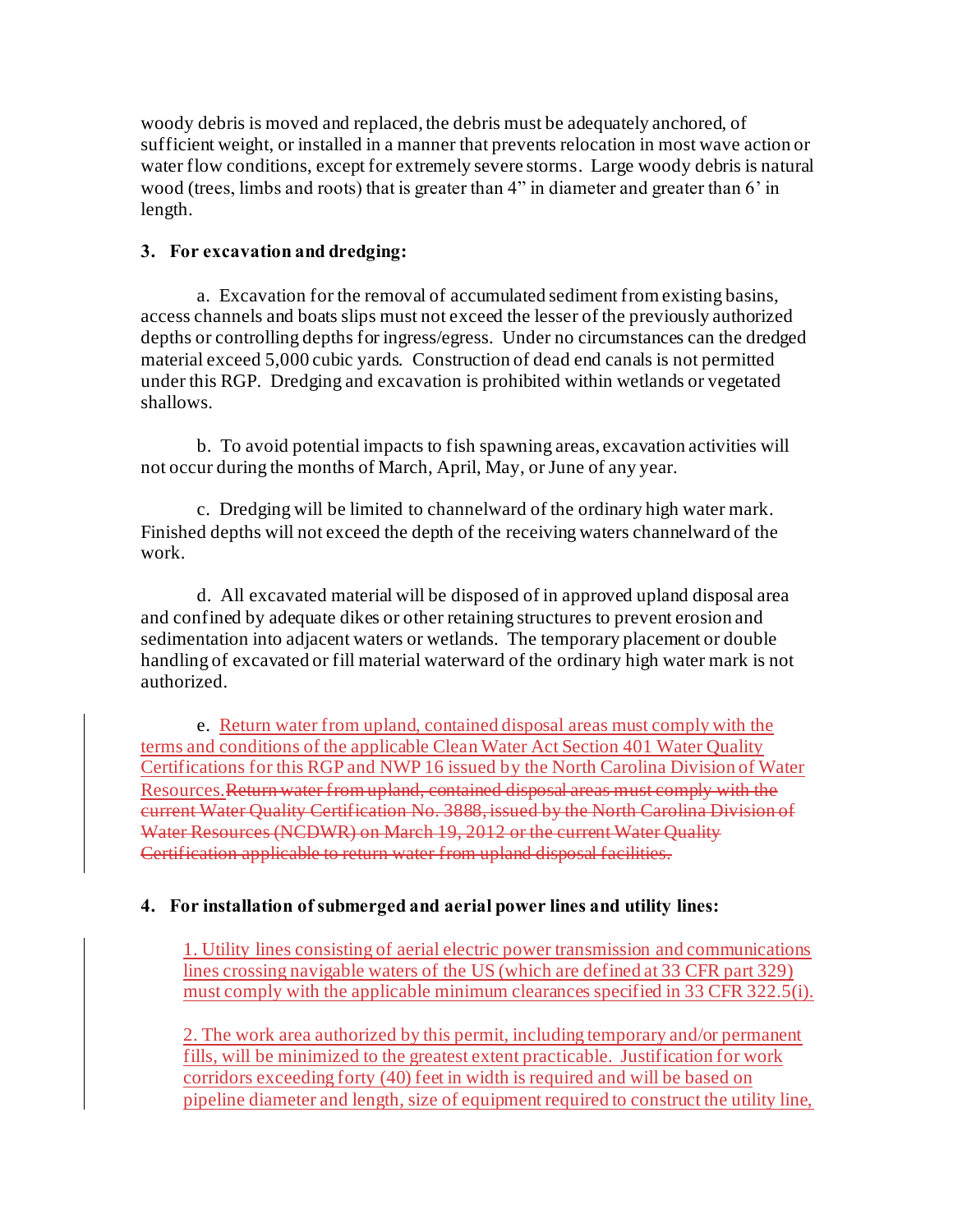woody debris is moved and replaced, the debris must be adequately anchored, of sufficient weight, or installed in a manner that prevents relocation in most wave action or water flow conditions, except for extremely severe storms. Large woody debris is natural wood (trees, limbs and roots) that is greater than 4" in diameter and greater than 6' in length.

**3. For excavation and dredging:**

a. Excavation for the removal of accumulated sediment from existing basins, access channels and boats slips must not exceed the lesser of the previously authorized depths or controlling depths for ingress/egress. Under no circumstances can the dredged material exceed 5,000 cubic yards. Construction of dead end canals is not permitted under this RGP. Dredging and excavation is prohibited within wetlands or vegetated shallows.

b. To avoid potential impacts to fish spawning areas, excavation activities will not occur during the months of March, April, May, or June of any year.

c. Dredging will be limited to channelward of the ordinary high water mark. Finished depths will not exceed the depth of the receiving waters channelward of the work.

d. All excavated material will be disposed of in approved upland disposal area and confined by adequate dikes or other retaining structures to prevent erosion and sedimentation into adjacent waters or wetlands. The temporary placement or double handling of excavated or fill material waterward of the ordinary high water mark is not authorized.

e. Return water from upland, contained disposal areas must comply with the terms and conditions of the applicable Clean Water Act Section 401 Water Quality Certifications for this RGP and NWP 16 issued by the North Carolina Division of Water Resources. ~~Return water from upland, contained disposal areas must comply with the current Water Quality Certification No. 3888, issued by the North Carolina Division of Water Resources (NCDWR) on March 19, 2012 or the current Water Quality Certification applicable to return water from upland disposal facilities.~~

**4. For installation of submerged and aerial power lines and utility lines:**

1. Utility lines consisting of aerial electric power transmission and communications lines crossing navigable waters of the US (which are defined at 33 CFR part 329) must comply with the applicable minimum clearances specified in 33 CFR 322.5(i).

2. The work area authorized by this permit, including temporary and/or permanent fills, will be minimized to the greatest extent practicable. Justification for work corridors exceeding forty (40) feet in width is required and will be based on pipeline diameter and length, size of equipment required to construct the utility line,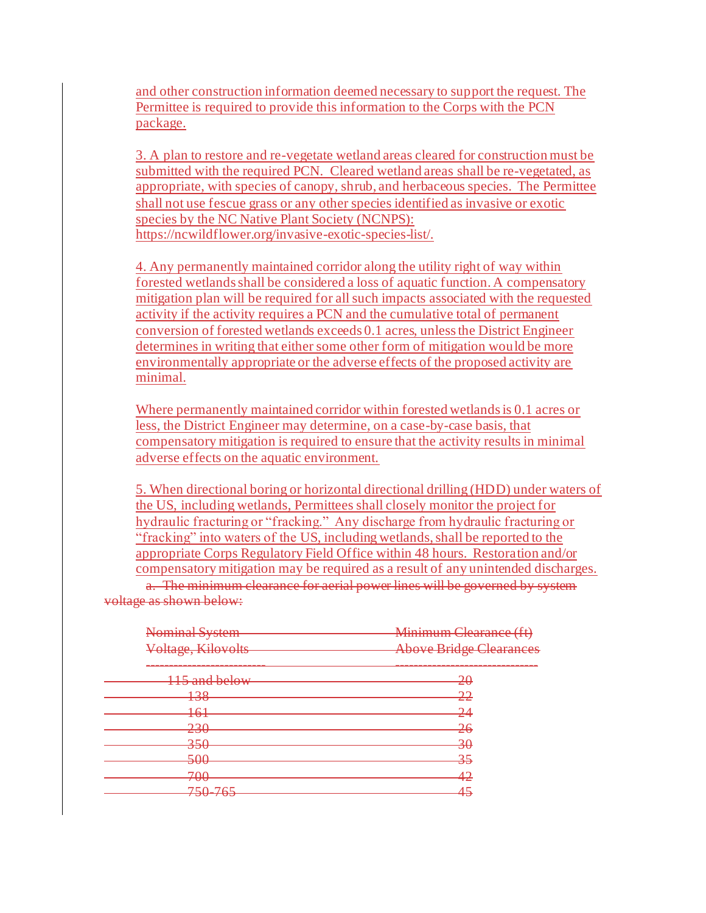and other construction information deemed necessary to support the request. The Permittee is required to provide this information to the Corps with the PCN package.

3. A plan to restore and re-vegetate wetland areas cleared for construction must be submitted with the required PCN. Cleared wetland areas shall be re-vegetated, as appropriate, with species of canopy, shrub, and herbaceous species. The Permittee shall not use fescue grass or any other species identified as invasive or exotic species by the NC Native Plant Society (NCNPS): https://ncwildflower.org/invasive-exotic-species-list/.

4. Any permanently maintained corridor along the utility right of way within forested wetlands shall be considered a loss of aquatic function. A compensatory mitigation plan will be required for all such impacts associated with the requested activity if the activity requires a PCN and the cumulative total of permanent conversion of forested wetlands exceeds 0.1 acres, unless the District Engineer determines in writing that either some other form of mitigation would be more environmentally appropriate or the adverse effects of the proposed activity are minimal.

Where permanently maintained corridor within forested wetlands is 0.1 acres or less, the District Engineer may determine, on a case-by-case basis, that compensatory mitigation is required to ensure that the activity results in minimal adverse effects on the aquatic environment.

5. When directional boring or horizontal directional drilling (HDD) under waters of the US, including wetlands, Permittees shall closely monitor the project for hydraulic fracturing or "fracking." Any discharge from hydraulic fracturing or "fracking" into waters of the US, including wetlands, shall be reported to the appropriate Corps Regulatory Field Office within 48 hours. Restoration and/or compensatory mitigation may be required as a result of any unintended discharges.

~~a. The minimum clearance for aerial power lines will be governed by system voltage as shown below:~~

| ~~Nominal System Voltage, Kilovolts~~ | ~~Minimum Clearance (ft) Above Bridge Clearances~~ |
|---|---|
| ~~115 and below~~ | ~~20~~ |
| ~~138~~ | ~~22~~ |
| ~~161~~ | ~~24~~ |
| ~~230~~ | ~~26~~ |
| ~~350~~ | ~~30~~ |
| ~~500~~ | ~~35~~ |
| ~~700~~ | ~~42~~ |
| ~~750-765~~ | ~~45~~ |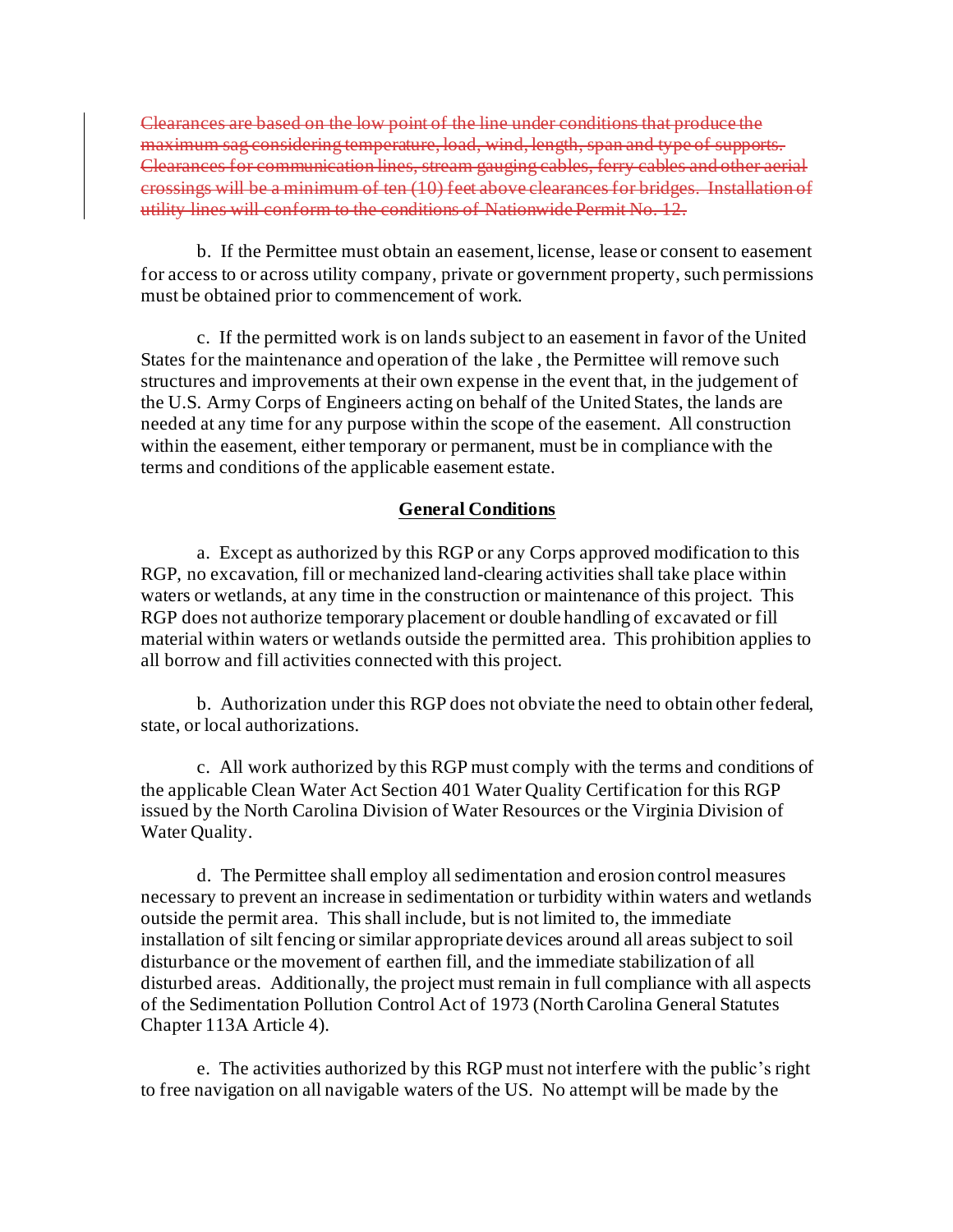~~Clearances are based on the low point of the line under conditions that produce the maximum sag considering temperature, load, wind, length, span and type of supports. Clearances for communication lines, stream gauging cables, ferry cables and other aerial crossings will be a minimum of ten (10) feet above clearances for bridges. Installation of utility lines will conform to the conditions of Nationwide Permit No. 12.~~

b. If the Permittee must obtain an easement, license, lease or consent to easement for access to or across utility company, private or government property, such permissions must be obtained prior to commencement of work.

c. If the permitted work is on lands subject to an easement in favor of the United States for the maintenance and operation of the lake , the Permittee will remove such structures and improvements at their own expense in the event that, in the judgement of the U.S. Army Corps of Engineers acting on behalf of the United States, the lands are needed at any time for any purpose within the scope of the easement. All construction within the easement, either temporary or permanent, must be in compliance with the terms and conditions of the applicable easement estate.

## General Conditions

a. Except as authorized by this RGP or any Corps approved modification to this RGP, no excavation, fill or mechanized land-clearing activities shall take place within waters or wetlands, at any time in the construction or maintenance of this project. This RGP does not authorize temporary placement or double handling of excavated or fill material within waters or wetlands outside the permitted area. This prohibition applies to all borrow and fill activities connected with this project.

b. Authorization under this RGP does not obviate the need to obtain other federal, state, or local authorizations.

c. All work authorized by this RGP must comply with the terms and conditions of the applicable Clean Water Act Section 401 Water Quality Certification for this RGP issued by the North Carolina Division of Water Resources or the Virginia Division of Water Quality.

d. The Permittee shall employ all sedimentation and erosion control measures necessary to prevent an increase in sedimentation or turbidity within waters and wetlands outside the permit area. This shall include, but is not limited to, the immediate installation of silt fencing or similar appropriate devices around all areas subject to soil disturbance or the movement of earthen fill, and the immediate stabilization of all disturbed areas. Additionally, the project must remain in full compliance with all aspects of the Sedimentation Pollution Control Act of 1973 (North Carolina General Statutes Chapter 113A Article 4).

e. The activities authorized by this RGP must not interfere with the public's right to free navigation on all navigable waters of the US. No attempt will be made by the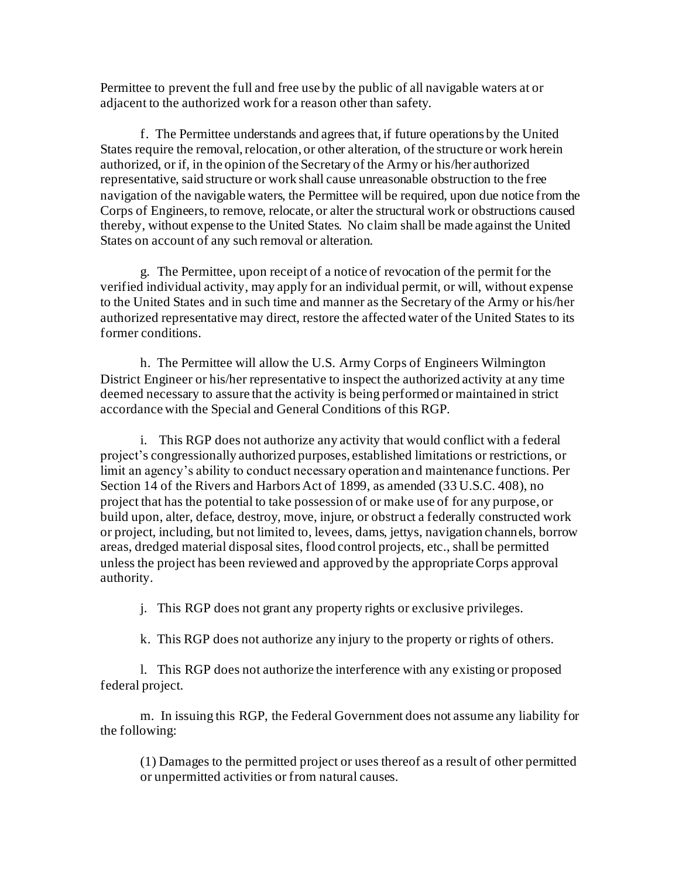Permittee to prevent the full and free use by the public of all navigable waters at or adjacent to the authorized work for a reason other than safety.

f. The Permittee understands and agrees that, if future operations by the United States require the removal, relocation, or other alteration, of the structure or work herein authorized, or if, in the opinion of the Secretary of the Army or his/her authorized representative, said structure or work shall cause unreasonable obstruction to the free navigation of the navigable waters, the Permittee will be required, upon due notice from the Corps of Engineers, to remove, relocate, or alter the structural work or obstructions caused thereby, without expense to the United States. No claim shall be made against the United States on account of any such removal or alteration.

g. The Permittee, upon receipt of a notice of revocation of the permit for the verified individual activity, may apply for an individual permit, or will, without expense to the United States and in such time and manner as the Secretary of the Army or his/her authorized representative may direct, restore the affected water of the United States to its former conditions.

h. The Permittee will allow the U.S. Army Corps of Engineers Wilmington District Engineer or his/her representative to inspect the authorized activity at any time deemed necessary to assure that the activity is being performed or maintained in strict accordance with the Special and General Conditions of this RGP.

i. This RGP does not authorize any activity that would conflict with a federal project's congressionally authorized purposes, established limitations or restrictions, or limit an agency's ability to conduct necessary operation and maintenance functions. Per Section 14 of the Rivers and Harbors Act of 1899, as amended (33 U.S.C. 408), no project that has the potential to take possession of or make use of for any purpose, or build upon, alter, deface, destroy, move, injure, or obstruct a federally constructed work or project, including, but not limited to, levees, dams, jettys, navigation channels, borrow areas, dredged material disposal sites, flood control projects, etc., shall be permitted unless the project has been reviewed and approved by the appropriate Corps approval authority.

j. This RGP does not grant any property rights or exclusive privileges.

k. This RGP does not authorize any injury to the property or rights of others.

l. This RGP does not authorize the interference with any existing or proposed federal project.

m. In issuing this RGP, the Federal Government does not assume any liability for the following:

(1) Damages to the permitted project or uses thereof as a result of other permitted or unpermitted activities or from natural causes.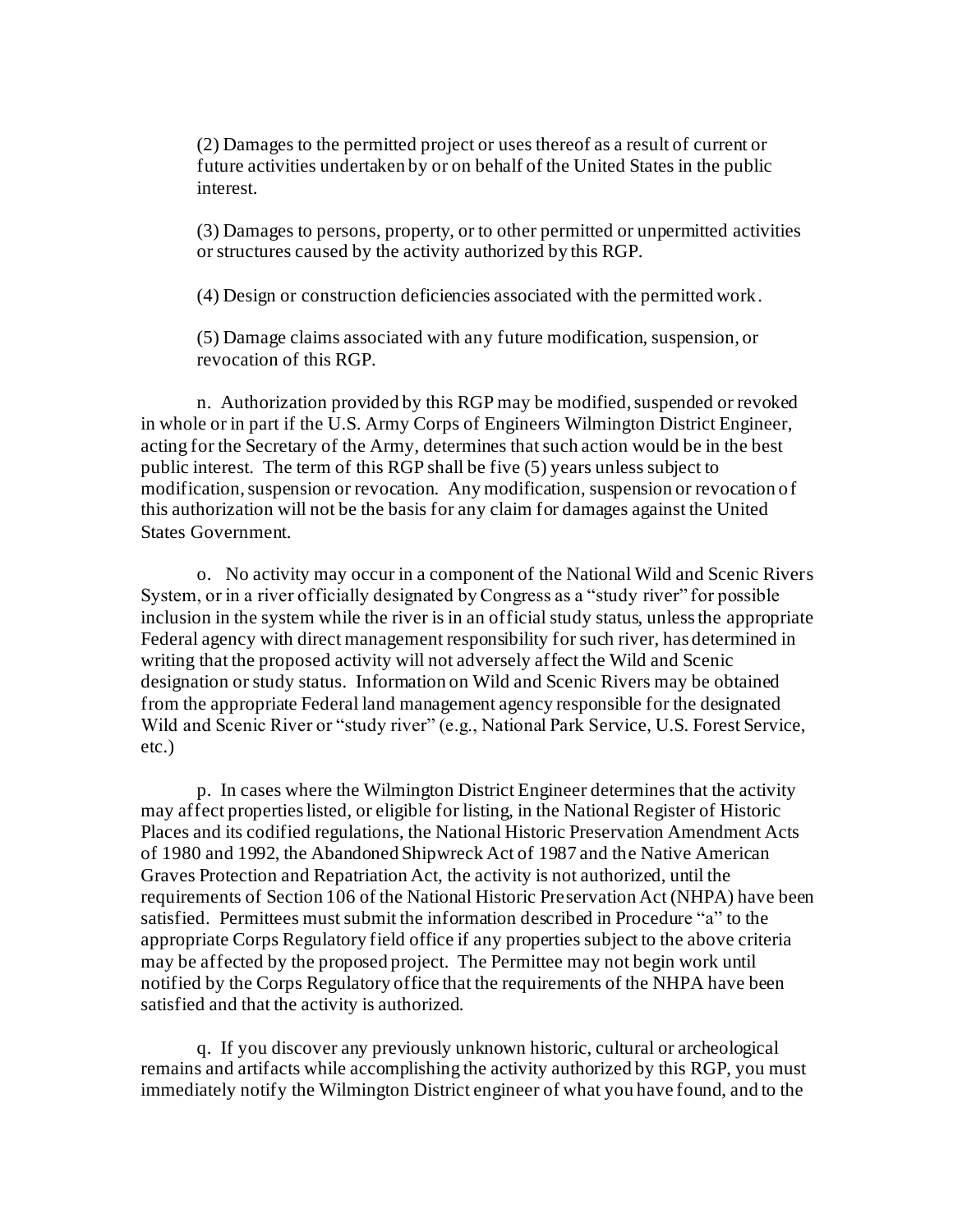(2) Damages to the permitted project or uses thereof as a result of current or future activities undertaken by or on behalf of the United States in the public interest.

(3) Damages to persons, property, or to other permitted or unpermitted activities or structures caused by the activity authorized by this RGP.

(4) Design or construction deficiencies associated with the permitted work.

(5) Damage claims associated with any future modification, suspension, or revocation of this RGP.

n. Authorization provided by this RGP may be modified, suspended or revoked in whole or in part if the U.S. Army Corps of Engineers Wilmington District Engineer, acting for the Secretary of the Army, determines that such action would be in the best public interest. The term of this RGP shall be five (5) years unless subject to modification, suspension or revocation. Any modification, suspension or revocation of this authorization will not be the basis for any claim for damages against the United States Government.

o. No activity may occur in a component of the National Wild and Scenic Rivers System, or in a river officially designated by Congress as a "study river" for possible inclusion in the system while the river is in an official study status, unless the appropriate Federal agency with direct management responsibility for such river, has determined in writing that the proposed activity will not adversely affect the Wild and Scenic designation or study status. Information on Wild and Scenic Rivers may be obtained from the appropriate Federal land management agency responsible for the designated Wild and Scenic River or "study river" (e.g., National Park Service, U.S. Forest Service, etc.)

p. In cases where the Wilmington District Engineer determines that the activity may affect properties listed, or eligible for listing, in the National Register of Historic Places and its codified regulations, the National Historic Preservation Amendment Acts of 1980 and 1992, the Abandoned Shipwreck Act of 1987 and the Native American Graves Protection and Repatriation Act, the activity is not authorized, until the requirements of Section 106 of the National Historic Preservation Act (NHPA) have been satisfied. Permittees must submit the information described in Procedure "a" to the appropriate Corps Regulatory field office if any properties subject to the above criteria may be affected by the proposed project. The Permittee may not begin work until notified by the Corps Regulatory office that the requirements of the NHPA have been satisfied and that the activity is authorized.

q. If you discover any previously unknown historic, cultural or archeological remains and artifacts while accomplishing the activity authorized by this RGP, you must immediately notify the Wilmington District engineer of what you have found, and to the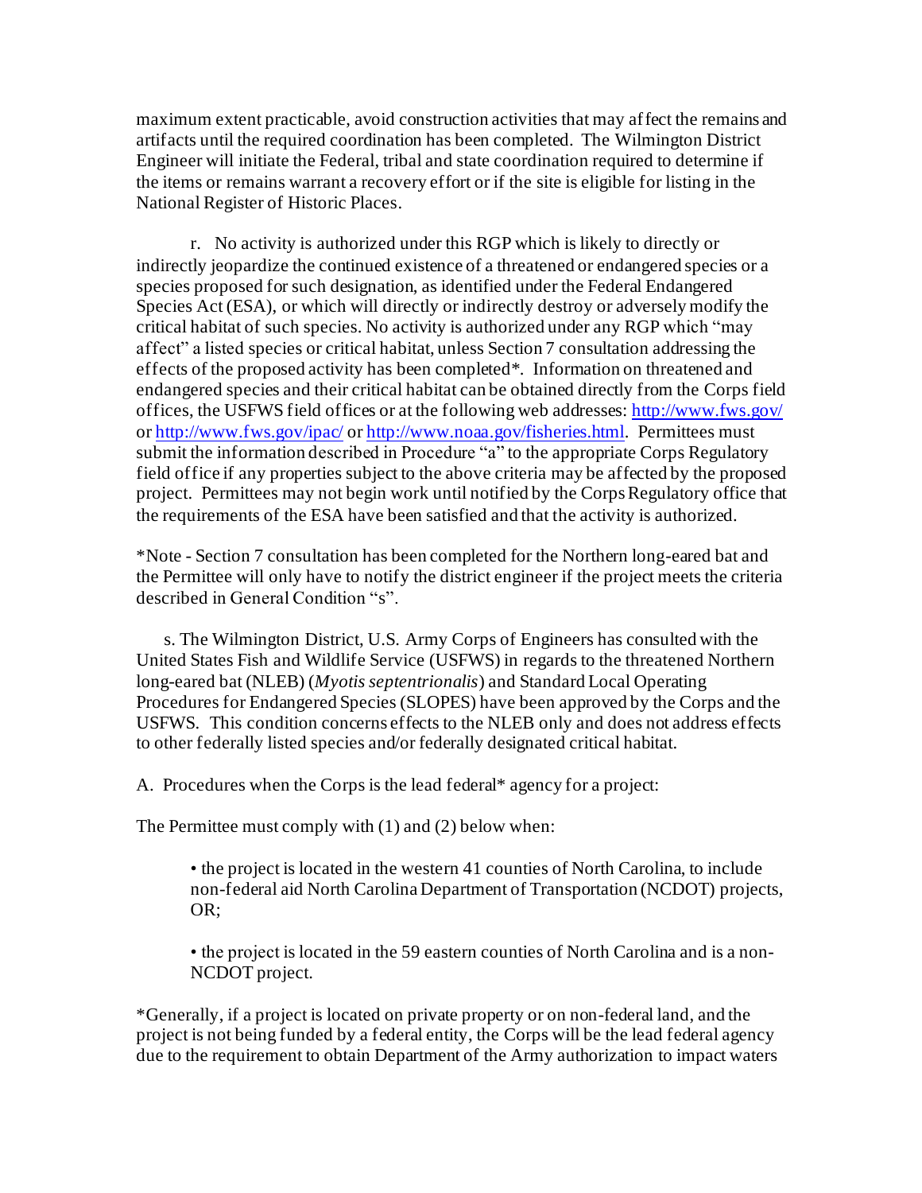maximum extent practicable, avoid construction activities that may affect the remains and artifacts until the required coordination has been completed. The Wilmington District Engineer will initiate the Federal, tribal and state coordination required to determine if the items or remains warrant a recovery effort or if the site is eligible for listing in the National Register of Historic Places.

r. No activity is authorized under this RGP which is likely to directly or indirectly jeopardize the continued existence of a threatened or endangered species or a species proposed for such designation, as identified under the Federal Endangered Species Act (ESA), or which will directly or indirectly destroy or adversely modify the critical habitat of such species. No activity is authorized under any RGP which "may affect" a listed species or critical habitat, unless Section 7 consultation addressing the effects of the proposed activity has been completed*. Information on threatened and endangered species and their critical habitat can be obtained directly from the Corps field offices, the USFWS field offices or at the following web addresses: [http://www.fws.gov/](http://www.fws.gov/) or [http://www.fws.gov/ipac/](http://www.fws.gov/ipac/) or [http://www.noaa.gov/fisheries.html](http://www.noaa.gov/fisheries.html). Permittees must submit the information described in Procedure "a" to the appropriate Corps Regulatory field office if any properties subject to the above criteria may be affected by the proposed project. Permittees may not begin work until notified by the Corps Regulatory office that the requirements of the ESA have been satisfied and that the activity is authorized.

*Note - Section 7 consultation has been completed for the Northern long-eared bat and the Permittee will only have to notify the district engineer if the project meets the criteria described in General Condition "s".

s. The Wilmington District, U.S. Army Corps of Engineers has consulted with the United States Fish and Wildlife Service (USFWS) in regards to the threatened Northern long-eared bat (NLEB) (*Myotis septentrionalis*) and Standard Local Operating Procedures for Endangered Species (SLOPES) have been approved by the Corps and the USFWS. This condition concerns effects to the NLEB only and does not address effects to other federally listed species and/or federally designated critical habitat.

A. Procedures when the Corps is the lead federal* agency for a project:

The Permittee must comply with (1) and (2) below when:

- the project is located in the western 41 counties of North Carolina, to include non-federal aid North Carolina Department of Transportation (NCDOT) projects, OR;

- the project is located in the 59 eastern counties of North Carolina and is a non-NCDOT project.

*Generally, if a project is located on private property or on non-federal land, and the project is not being funded by a federal entity, the Corps will be the lead federal agency due to the requirement to obtain Department of the Army authorization to impact waters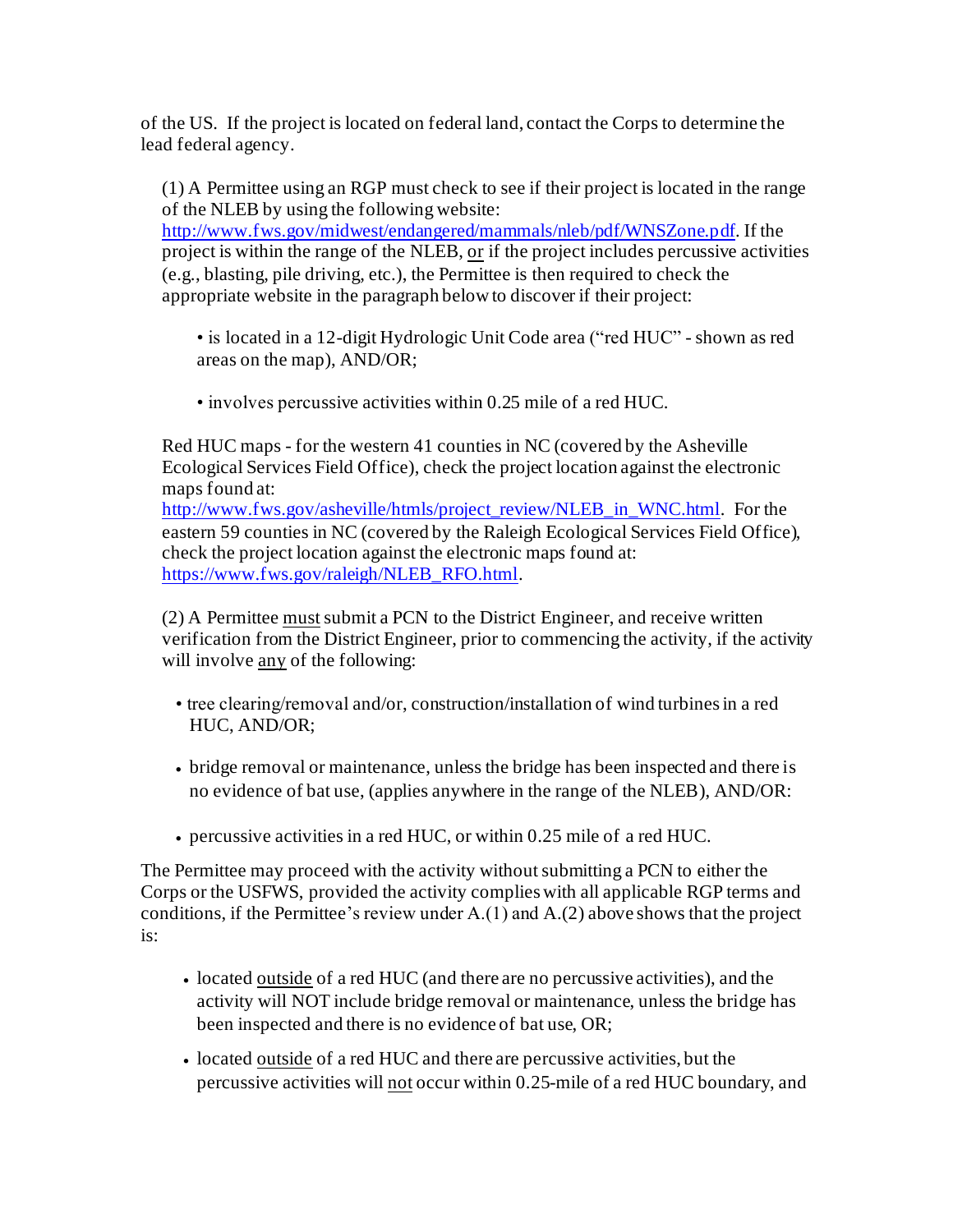of the US. If the project is located on federal land, contact the Corps to determine the lead federal agency.

(1) A Permittee using an RGP must check to see if their project is located in the range of the NLEB by using the following website: http://www.fws.gov/midwest/endangered/mammals/nleb/pdf/WNSZone.pdf. If the project is within the range of the NLEB, or if the project includes percussive activities (e.g., blasting, pile driving, etc.), the Permittee is then required to check the appropriate website in the paragraph below to discover if their project:

- is located in a 12-digit Hydrologic Unit Code area ("red HUC" - shown as red areas on the map), AND/OR;
- involves percussive activities within 0.25 mile of a red HUC.

Red HUC maps - for the western 41 counties in NC (covered by the Asheville Ecological Services Field Office), check the project location against the electronic maps found at: http://www.fws.gov/asheville/htmls/project_review/NLEB_in_WNC.html. For the eastern 59 counties in NC (covered by the Raleigh Ecological Services Field Office), check the project location against the electronic maps found at: https://www.fws.gov/raleigh/NLEB_RFO.html.

(2) A Permittee must submit a PCN to the District Engineer, and receive written verification from the District Engineer, prior to commencing the activity, if the activity will involve any of the following:

- tree clearing/removal and/or, construction/installation of wind turbines in a red HUC, AND/OR;
- bridge removal or maintenance, unless the bridge has been inspected and there is no evidence of bat use, (applies anywhere in the range of the NLEB), AND/OR:
- percussive activities in a red HUC, or within 0.25 mile of a red HUC.

The Permittee may proceed with the activity without submitting a PCN to either the Corps or the USFWS, provided the activity complies with all applicable RGP terms and conditions, if the Permittee's review under A.(1) and A.(2) above shows that the project is:

- located outside of a red HUC (and there are no percussive activities), and the activity will NOT include bridge removal or maintenance, unless the bridge has been inspected and there is no evidence of bat use, OR;
- located outside of a red HUC and there are percussive activities, but the percussive activities will not occur within 0.25-mile of a red HUC boundary, and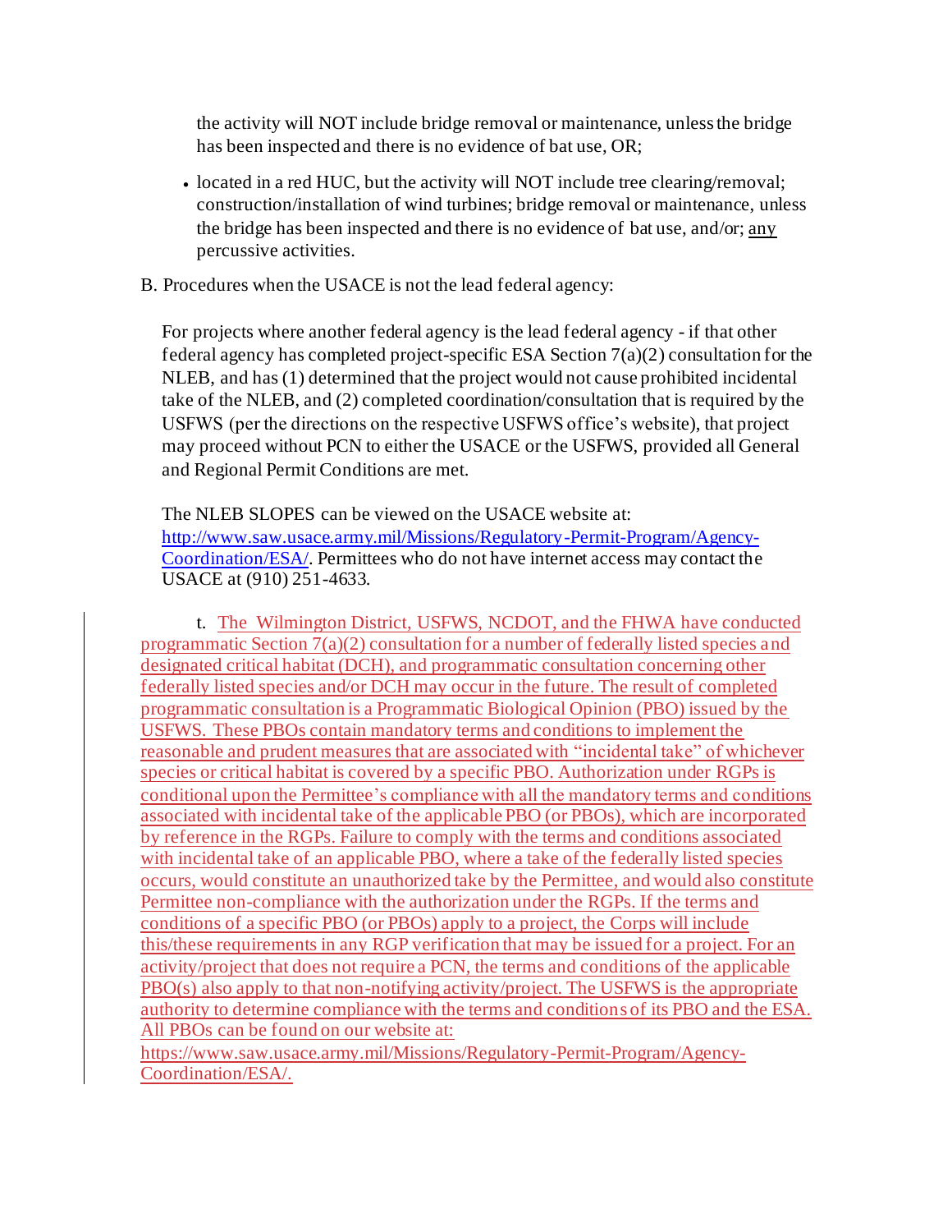the activity will NOT include bridge removal or maintenance, unless the bridge has been inspected and there is no evidence of bat use, OR;

- located in a red HUC, but the activity will NOT include tree clearing/removal; construction/installation of wind turbines; bridge removal or maintenance, unless the bridge has been inspected and there is no evidence of bat use, and/or; any percussive activities.

B. Procedures when the USACE is not the lead federal agency:

For projects where another federal agency is the lead federal agency - if that other federal agency has completed project-specific ESA Section 7(a)(2) consultation for the NLEB, and has (1) determined that the project would not cause prohibited incidental take of the NLEB, and (2) completed coordination/consultation that is required by the USFWS (per the directions on the respective USFWS office's website), that project may proceed without PCN to either the USACE or the USFWS, provided all General and Regional Permit Conditions are met.

The NLEB SLOPES can be viewed on the USACE website at: http://www.saw.usace.army.mil/Missions/Regulatory-Permit-Program/Agency-Coordination/ESA/. Permittees who do not have internet access may contact the USACE at (910) 251-4633.

t. The Wilmington District, USFWS, NCDOT, and the FHWA have conducted programmatic Section 7(a)(2) consultation for a number of federally listed species and designated critical habitat (DCH), and programmatic consultation concerning other federally listed species and/or DCH may occur in the future. The result of completed programmatic consultation is a Programmatic Biological Opinion (PBO) issued by the USFWS. These PBOs contain mandatory terms and conditions to implement the reasonable and prudent measures that are associated with "incidental take" of whichever species or critical habitat is covered by a specific PBO. Authorization under RGPs is conditional upon the Permittee's compliance with all the mandatory terms and conditions associated with incidental take of the applicable PBO (or PBOs), which are incorporated by reference in the RGPs. Failure to comply with the terms and conditions associated with incidental take of an applicable PBO, where a take of the federally listed species occurs, would constitute an unauthorized take by the Permittee, and would also constitute Permittee non-compliance with the authorization under the RGPs. If the terms and conditions of a specific PBO (or PBOs) apply to a project, the Corps will include this/these requirements in any RGP verification that may be issued for a project. For an activity/project that does not require a PCN, the terms and conditions of the applicable PBO(s) also apply to that non-notifying activity/project. The USFWS is the appropriate authority to determine compliance with the terms and conditions of its PBO and the ESA. All PBOs can be found on our website at: https://www.saw.usace.army.mil/Missions/Regulatory-Permit-Program/Agency-Coordination/ESA/.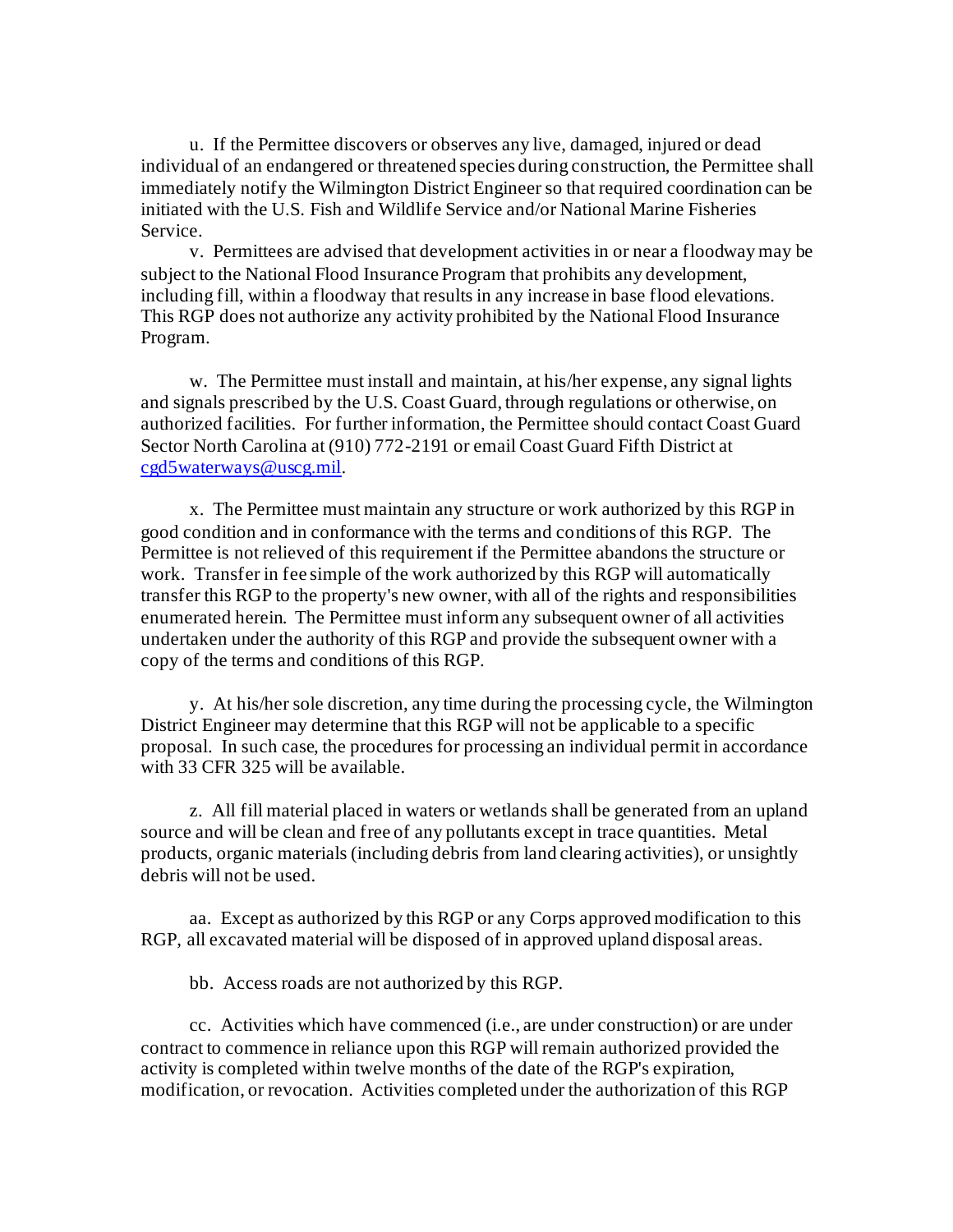u. If the Permittee discovers or observes any live, damaged, injured or dead individual of an endangered or threatened species during construction, the Permittee shall immediately notify the Wilmington District Engineer so that required coordination can be initiated with the U.S. Fish and Wildlife Service and/or National Marine Fisheries Service.

v. Permittees are advised that development activities in or near a floodway may be subject to the National Flood Insurance Program that prohibits any development, including fill, within a floodway that results in any increase in base flood elevations. This RGP does not authorize any activity prohibited by the National Flood Insurance Program.

w. The Permittee must install and maintain, at his/her expense, any signal lights and signals prescribed by the U.S. Coast Guard, through regulations or otherwise, on authorized facilities. For further information, the Permittee should contact Coast Guard Sector North Carolina at (910) 772-2191 or email Coast Guard Fifth District at cgd5waterways@uscg.mil.

x. The Permittee must maintain any structure or work authorized by this RGP in good condition and in conformance with the terms and conditions of this RGP. The Permittee is not relieved of this requirement if the Permittee abandons the structure or work. Transfer in fee simple of the work authorized by this RGP will automatically transfer this RGP to the property's new owner, with all of the rights and responsibilities enumerated herein. The Permittee must inform any subsequent owner of all activities undertaken under the authority of this RGP and provide the subsequent owner with a copy of the terms and conditions of this RGP.

y. At his/her sole discretion, any time during the processing cycle, the Wilmington District Engineer may determine that this RGP will not be applicable to a specific proposal. In such case, the procedures for processing an individual permit in accordance with 33 CFR 325 will be available.

z. All fill material placed in waters or wetlands shall be generated from an upland source and will be clean and free of any pollutants except in trace quantities. Metal products, organic materials (including debris from land clearing activities), or unsightly debris will not be used.

aa. Except as authorized by this RGP or any Corps approved modification to this RGP, all excavated material will be disposed of in approved upland disposal areas.

bb. Access roads are not authorized by this RGP.

cc. Activities which have commenced (i.e., are under construction) or are under contract to commence in reliance upon this RGP will remain authorized provided the activity is completed within twelve months of the date of the RGP's expiration, modification, or revocation. Activities completed under the authorization of this RGP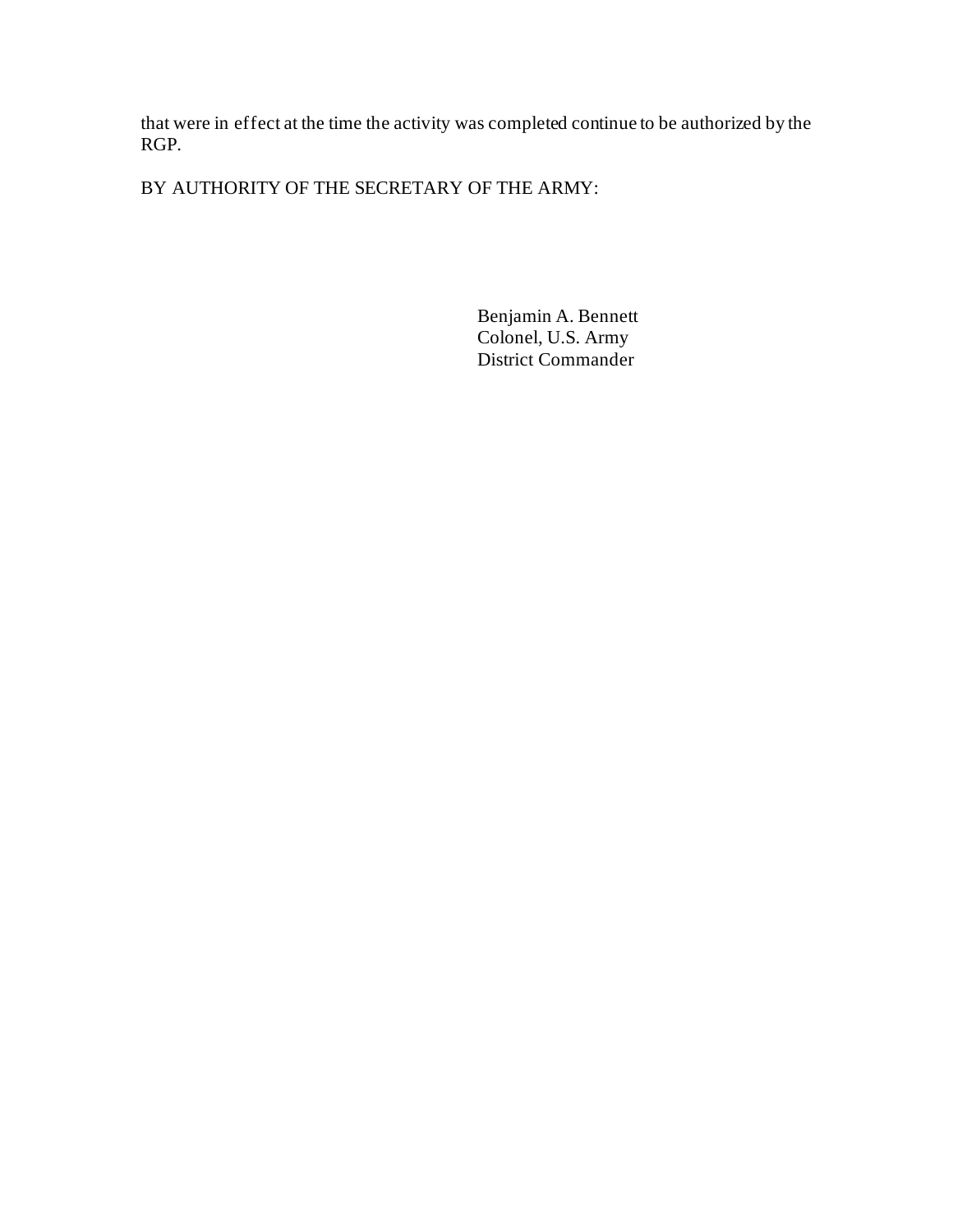that were in effect at the time the activity was completed continue to be authorized by the RGP.

BY AUTHORITY OF THE SECRETARY OF THE ARMY:

Benjamin A. Bennett
Colonel, U.S. Army
District Commander